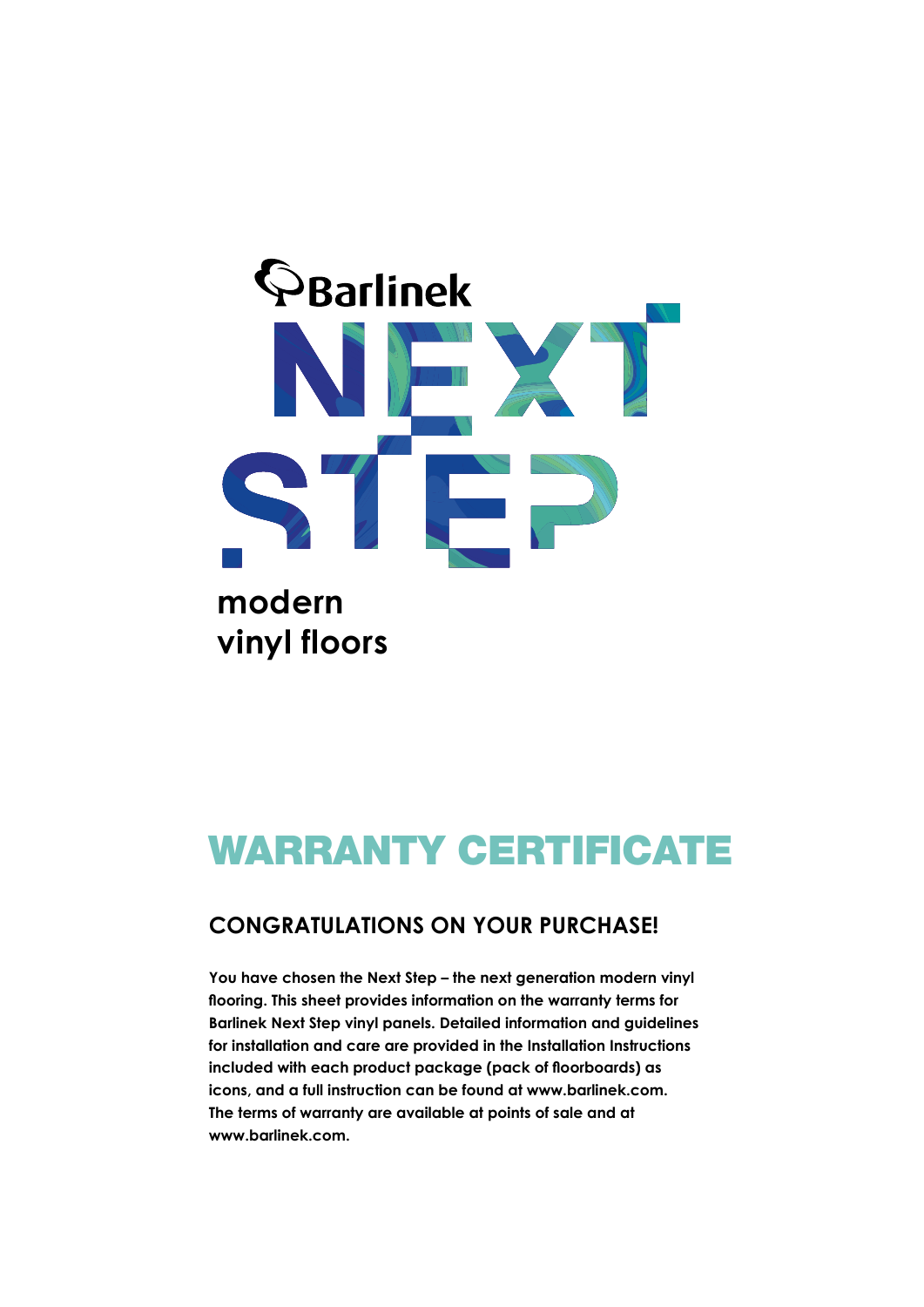Barlinek

# NEXT STEP

**modern vinyl floors**

# WARRANTY CERTIFICATE

## CONGRATULATIONS ON YOUR PURCHASE!

**You have chosen the Next Step – the next generation modern vinyl flooring. This sheet provides information on the warranty terms for Barlinek Next Step vinyl panels. Detailed information and guidelines for installation and care are provided in the Installation Instructions included with each product package (pack of floorboards) as icons, and a full instruction can be found at www.barlinek.com. The terms of warranty are available at points of sale and at www.barlinek.com.**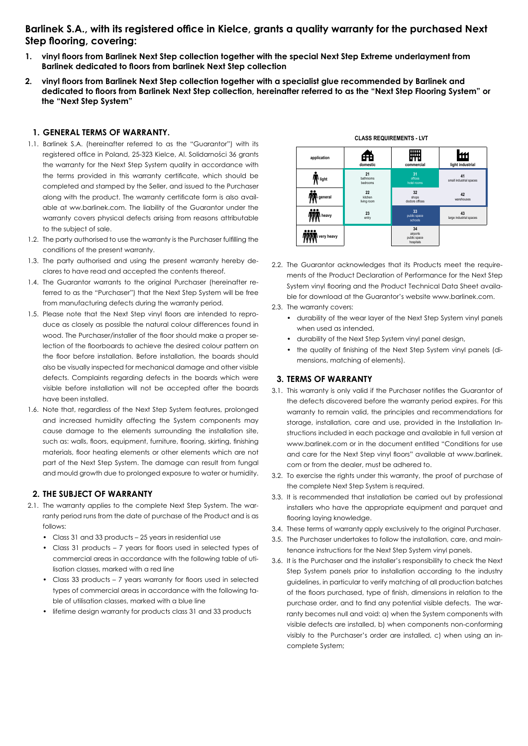## Barlinek S.A., with its registered office in Kielce, grants a quality warranty for the purchased Next Step flooring, covering:

1. **vinyl floors from Barlinek Next Step collection together with the special Next Step Extreme underlayment from Barlinek dedicated to floors from barlinek Next Step collection**
2. **vinyl floors from Barlinek Next Step collection together with a specialist glue recommended by Barlinek and dedicated to floors from Barlinek Next Step collection, hereinafter referred to as the "Next Step Flooring System" or the "Next Step System"**

### 1. GENERAL TERMS OF WARRANTY.

1.1. Barlinek S.A. (hereinafter referred to as the "Guarantor") with its registered office in Poland, 25-323 Kielce, Al. Solidarności 36 grants the warranty for the Next Step System quality in accordance with the terms provided in this warranty certificate, which should be completed and stamped by the Seller, and issued to the Purchaser along with the product. The warranty certificate form is also available at ww.barlinek.com. The liability of the Guarantor under the warranty covers physical defects arising from reasons attributable to the subject of sale.

1.2. The party authorised to use the warranty is the Purchaser fulfilling the conditions of the present warranty.

1.3. The party authorised and using the present warranty hereby declares to have read and accepted the contents thereof.

1.4. The Guarantor warrants to the original Purchaser (hereinafter referred to as the "Purchaser") that the Next Step System will be free from manufacturing defects during the warranty period.

1.5. Please note that the Next Step vinyl floors are intended to reproduce as closely as possible the natural colour differences found in wood. The Purchaser/installer of the floor should make a proper selection of the floorboards to achieve the desired colour pattern on the floor before installation. Before installation, the boards should also be visually inspected for mechanical damage and other visible defects. Complaints regarding defects in the boards which were visible before installation will not be accepted after the boards have been installed.

1.6. Note that, regardless of the Next Step System features, prolonged and increased humidity affecting the System components may cause damage to the elements surrounding the installation site, such as: walls, floors, equipment, furniture, flooring, skirting, finishing materials, floor heating elements or other elements which are not part of the Next Step System. The damage can result from fungal and mould growth due to prolonged exposure to water or humidity.

### 2. THE SUBJECT OF WARRANTY

2.1. The warranty applies to the complete Next Step System. The warranty period runs from the date of purchase of the Product and is as follows:

- Class 31 and 33 products – 25 years in residential use
- Class 31 products – 7 years for floors used in selected types of commercial areas in accordance with the following table of utilisation classes, marked with a red line
- Class 33 products – 7 years warranty for floors used in selected types of commercial areas in accordance with the following table of utilisation classes, marked with a blue line
- lifetime design warranty for products class 31 and 33 products

**CLASS REQUIREMENTS - LVT**

| application | domestic | commercial | light industrial |
|---|---|---|---|
| light | 21 bathrooms bedrooms | 31 offices hotel rooms | 41 small industrial spaces |
| general | 22 kitchen living room | 32 shops doctors offices | 42 warehouses |
| heavy | 23 entry | 33 public space schools | 43 large industrial spaces |
| very heavy | | 34 airports public space hospitals | |

2.2. The Guarantor acknowledges that its Products meet the requirements of the Product Declaration of Performance for the Next Step System vinyl flooring and the Product Technical Data Sheet available for download at the Guarantor's website www.barlinek.com.

2.3. The warranty covers:

- durability of the wear layer of the Next Step System vinyl panels when used as intended,
- durability of the Next Step System vinyl panel design,
- the quality of finishing of the Next Step System vinyl panels (dimensions, matching of elements).

### 3. TERMS OF WARRANTY

3.1. This warranty is only valid if the Purchaser notifies the Guarantor of the defects discovered before the warranty period expires. For this warranty to remain valid, the principles and recommendations for storage, installation, care and use, provided in the Installation Instructions included in each package and available in full version at www.barlinek.com or in the document entitled "Conditions for use and care for the Next Step vinyl floors" available at www.barlinek.com or from the dealer, must be adhered to.

3.2. To exercise the rights under this warranty, the proof of purchase of the complete Next Step System is required.

3.3. It is recommended that installation be carried out by professional installers who have the appropriate equipment and parquet and flooring laying knowledge.

3.4. These terms of warranty apply exclusively to the original Purchaser.

3.5. The Purchaser undertakes to follow the installation, care, and maintenance instructions for the Next Step System vinyl panels.

3.6. It is the Purchaser and the installer's responsibility to check the Next Step System panels prior to installation according to the industry guidelines, in particular to verify matching of all production batches of the floors purchased, type of finish, dimensions in relation to the purchase order, and to find any potential visible defects. The warranty becomes null and void: a) when the System components with visible defects are installed, b) when components non-conforming visibly to the Purchaser's order are installed, c) when using an incomplete System;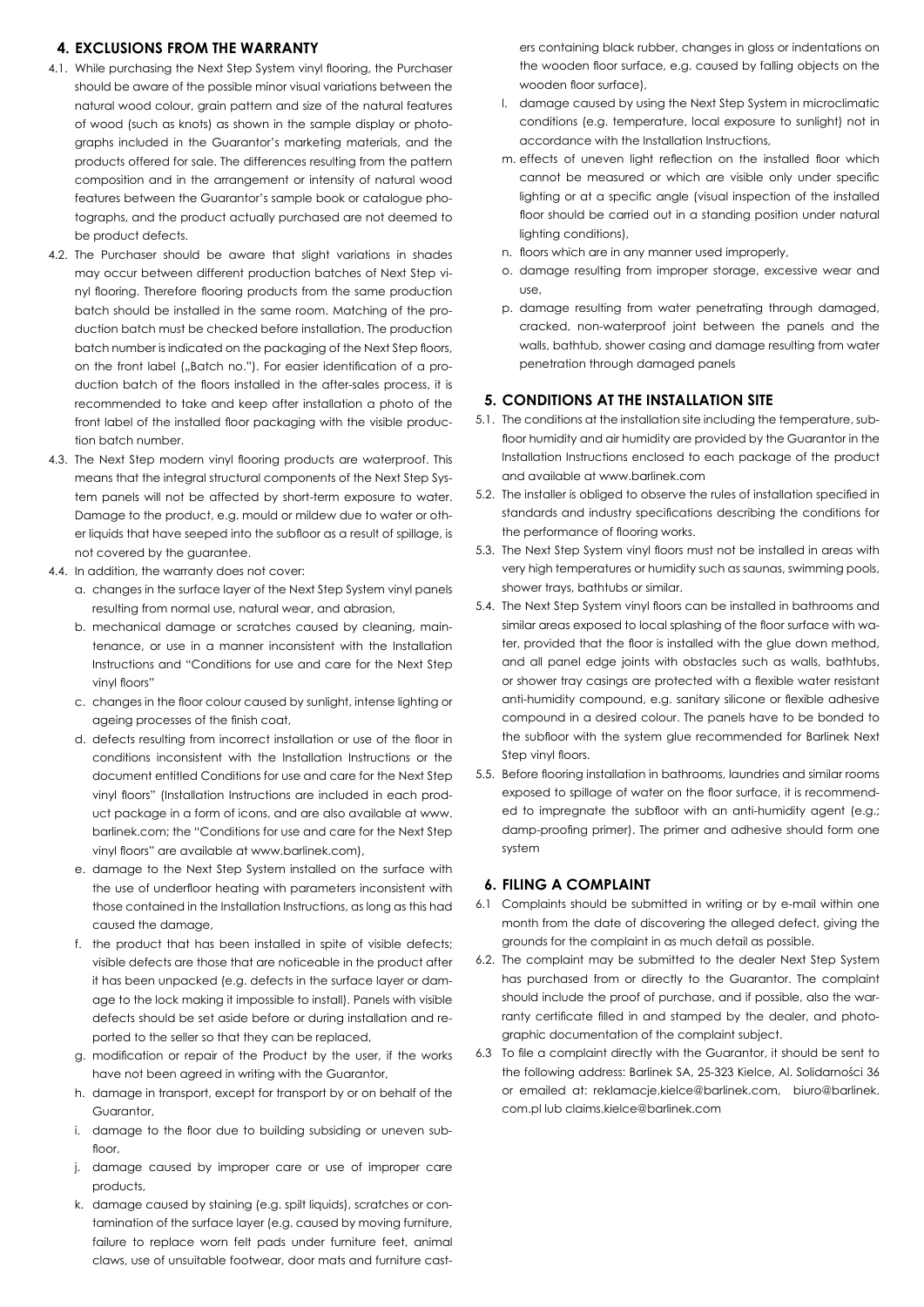## 4. EXCLUSIONS FROM THE WARRANTY

4.1. While purchasing the Next Step System vinyl flooring, the Purchaser should be aware of the possible minor visual variations between the natural wood colour, grain pattern and size of the natural features of wood (such as knots) as shown in the sample display or photographs included in the Guarantor's marketing materials, and the products offered for sale. The differences resulting from the pattern composition and in the arrangement or intensity of natural wood features between the Guarantor's sample book or catalogue photographs, and the product actually purchased are not deemed to be product defects.

4.2. The Purchaser should be aware that slight variations in shades may occur between different production batches of Next Step vinyl flooring. Therefore flooring products from the same production batch should be installed in the same room. Matching of the production batch must be checked before installation. The production batch number is indicated on the packaging of the Next Step floors, on the front label („Batch no."). For easier identification of a production batch of the floors installed in the after-sales process, it is recommended to take and keep after installation a photo of the front label of the installed floor packaging with the visible production batch number.

4.3. The Next Step modern vinyl flooring products are waterproof. This means that the integral structural components of the Next Step System panels will not be affected by short-term exposure to water. Damage to the product, e.g. mould or mildew due to water or other liquids that have seeped into the subfloor as a result of spillage, is not covered by the guarantee.

4.4. In addition, the warranty does not cover:

a. changes in the surface layer of the Next Step System vinyl panels resulting from normal use, natural wear, and abrasion,
b. mechanical damage or scratches caused by cleaning, maintenance, or use in a manner inconsistent with the Installation Instructions and "Conditions for use and care for the Next Step vinyl floors"
c. changes in the floor colour caused by sunlight, intense lighting or ageing processes of the finish coat,
d. defects resulting from incorrect installation or use of the floor in conditions inconsistent with the Installation Instructions or the document entitled Conditions for use and care for the Next Step vinyl floors" (Installation Instructions are included in each product package in a form of icons, and are also available at www.barlinek.com; the "Conditions for use and care for the Next Step vinyl floors" are available at www.barlinek.com),
e. damage to the Next Step System installed on the surface with the use of underfloor heating with parameters inconsistent with those contained in the Installation Instructions, as long as this had caused the damage,
f. the product that has been installed in spite of visible defects; visible defects are those that are noticeable in the product after it has been unpacked (e.g. defects in the surface layer or damage to the lock making it impossible to install). Panels with visible defects should be set aside before or during installation and reported to the seller so that they can be replaced,
g. modification or repair of the Product by the user, if the works have not been agreed in writing with the Guarantor,
h. damage in transport, except for transport by or on behalf of the Guarantor,
i. damage to the floor due to building subsiding or uneven subfloor,
j. damage caused by improper care or use of improper care products,
k. damage caused by staining (e.g. spilt liquids), scratches or contamination of the surface layer (e.g. caused by moving furniture, failure to replace worn felt pads under furniture feet, animal claws, use of unsuitable footwear, door mats and furniture casters containing black rubber, changes in gloss or indentations on the wooden floor surface, e.g. caused by falling objects on the wooden floor surface),
l. damage caused by using the Next Step System in microclimatic conditions (e.g. temperature, local exposure to sunlight) not in accordance with the Installation Instructions,
m. effects of uneven light reflection on the installed floor which cannot be measured or which are visible only under specific lighting or at a specific angle (visual inspection of the installed floor should be carried out in a standing position under natural lighting conditions),
n. floors which are in any manner used improperly,
o. damage resulting from improper storage, excessive wear and use,
p. damage resulting from water penetrating through damaged, cracked, non-waterproof joint between the panels and the walls, bathtub, shower casing and damage resulting from water penetration through damaged panels

## 5. CONDITIONS AT THE INSTALLATION SITE

5.1. The conditions at the installation site including the temperature, subfloor humidity and air humidity are provided by the Guarantor in the Installation Instructions enclosed to each package of the product and available at www.barlinek.com

5.2. The installer is obliged to observe the rules of installation specified in standards and industry specifications describing the conditions for the performance of flooring works.

5.3. The Next Step System vinyl floors must not be installed in areas with very high temperatures or humidity such as saunas, swimming pools, shower trays, bathtubs or similar.

5.4. The Next Step System vinyl floors can be installed in bathrooms and similar areas exposed to local splashing of the floor surface with water, provided that the floor is installed with the glue down method, and all panel edge joints with obstacles such as walls, bathtubs, or shower tray casings are protected with a flexible water resistant anti-humidity compound, e.g. sanitary silicone or flexible adhesive compound in a desired colour. The panels have to be bonded to the subfloor with the system glue recommended for Barlinek Next Step vinyl floors.

5.5. Before flooring installation in bathrooms, laundries and similar rooms exposed to spillage of water on the floor surface, it is recommended to impregnate the subfloor with an anti-humidity agent (e.g.; damp-proofing primer). The primer and adhesive should form one system

## 6. FILING A COMPLAINT

6.1 Complaints should be submitted in writing or by e-mail within one month from the date of discovering the alleged defect, giving the grounds for the complaint in as much detail as possible.

6.2. The complaint may be submitted to the dealer Next Step System has purchased from or directly to the Guarantor. The complaint should include the proof of purchase, and if possible, also the warranty certificate filled in and stamped by the dealer, and photographic documentation of the complaint subject.

6.3 To file a complaint directly with the Guarantor, it should be sent to the following address: Barlinek SA, 25-323 Kielce, Al. Solidarności 36 or emailed at: reklamacje.kielce@barlinek.com, biuro@barlinek.com.pl lub claims.kielce@barlinek.com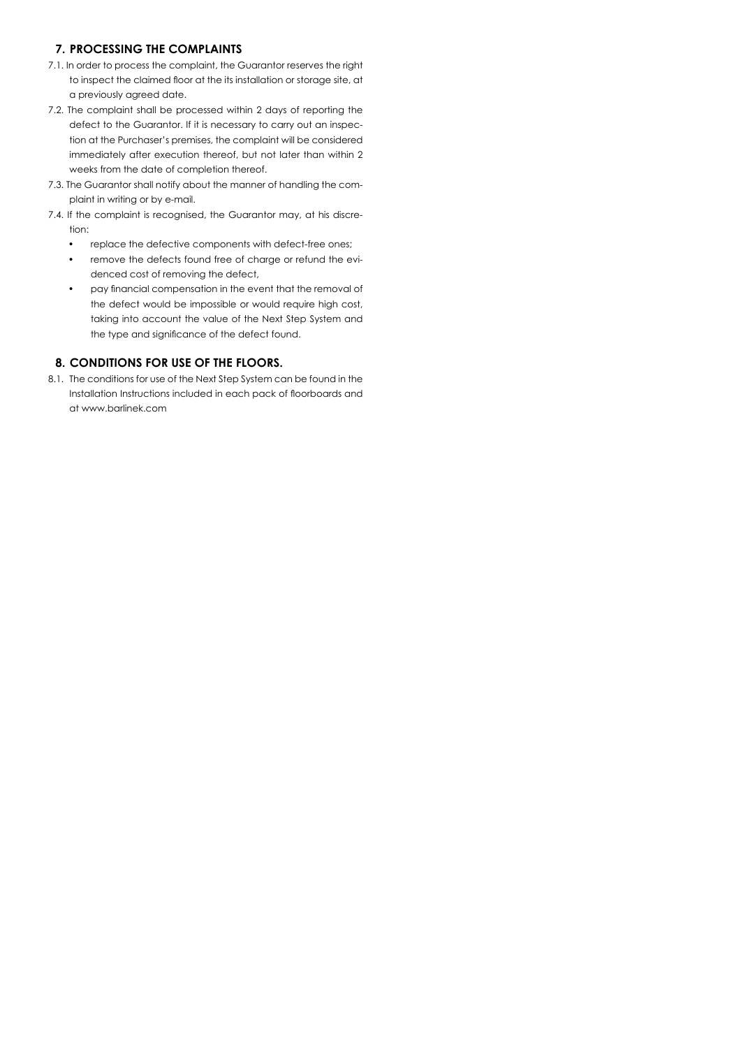## 7. PROCESSING THE COMPLAINTS

7.1. In order to process the complaint, the Guarantor reserves the right to inspect the claimed floor at the its installation or storage site, at a previously agreed date.

7.2. The complaint shall be processed within 2 days of reporting the defect to the Guarantor. If it is necessary to carry out an inspection at the Purchaser's premises, the complaint will be considered immediately after execution thereof, but not later than within 2 weeks from the date of completion thereof.

7.3. The Guarantor shall notify about the manner of handling the complaint in writing or by e-mail.

7.4. If the complaint is recognised, the Guarantor may, at his discretion:

- replace the defective components with defect-free ones;
- remove the defects found free of charge or refund the evidenced cost of removing the defect,
- pay financial compensation in the event that the removal of the defect would be impossible or would require high cost, taking into account the value of the Next Step System and the type and significance of the defect found.

## 8. CONDITIONS FOR USE OF THE FLOORS.

8.1. The conditions for use of the Next Step System can be found in the Installation Instructions included in each pack of floorboards and at www.barlinek.com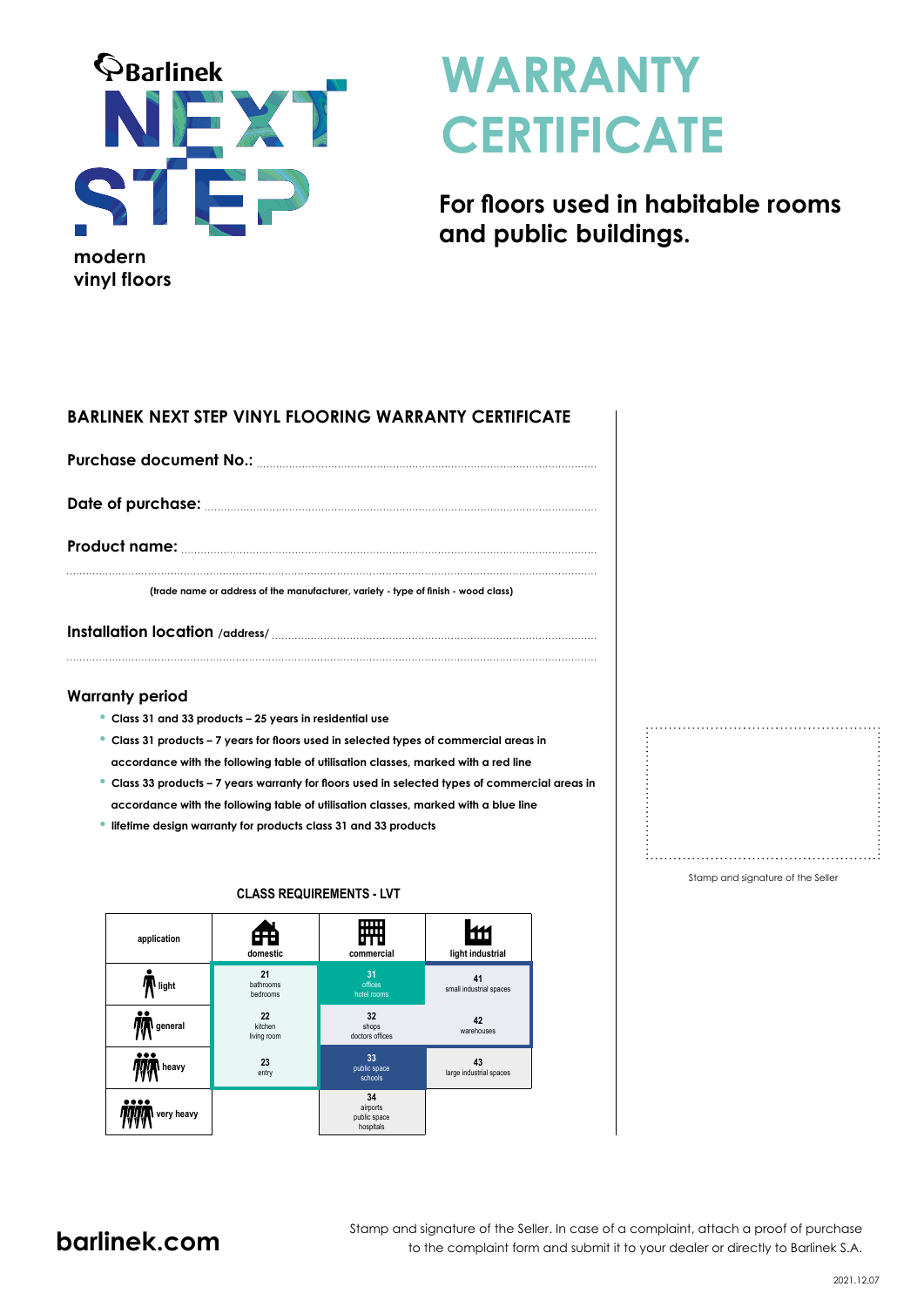Barlinek

NEXT STEP

modern
vinyl floors

# WARRANTY CERTIFICATE

## For floors used in habitable rooms and public buildings.

## BARLINEK NEXT STEP VINYL FLOORING WARRANTY CERTIFICATE

**Purchase document No.:** ...............................................................

**Date of purchase:** ...............................................................

**Product name:** ...............................................................

...............................................................

(trade name or address of the manufacturer, variety - type of finish - wood class)

**Installation location** /address/ ...............................................................

...............................................................

### Warranty period

- **Class 31 and 33 products – 25 years in residential use**
- **Class 31 products – 7 years for floors used in selected types of commercial areas in accordance with the following table of utilisation classes, marked with a red line**
- **Class 33 products – 7 years warranty for floors used in selected types of commercial areas in accordance with the following table of utilisation classes, marked with a blue line**
- **lifetime design warranty for products class 31 and 33 products**

**CLASS REQUIREMENTS - LVT**

| application | domestic | commercial | light industrial |
|---|---|---|---|
| light | 21 bathrooms bedrooms | 31 offices hotel rooms | 41 small industrial spaces |
| general | 22 kitchen living room | 32 shops doctors offices | 42 warehouses |
| heavy | 23 entry | 33 public space schools | 43 large industrial spaces |
| very heavy | | 34 airports public space hospitals | |

Stamp and signature of the Seller

barlinek.com

Stamp and signature of the Seller. In case of a complaint, attach a proof of purchase to the complaint form and submit it to your dealer or directly to Barlinek S.A.

2021.12.07